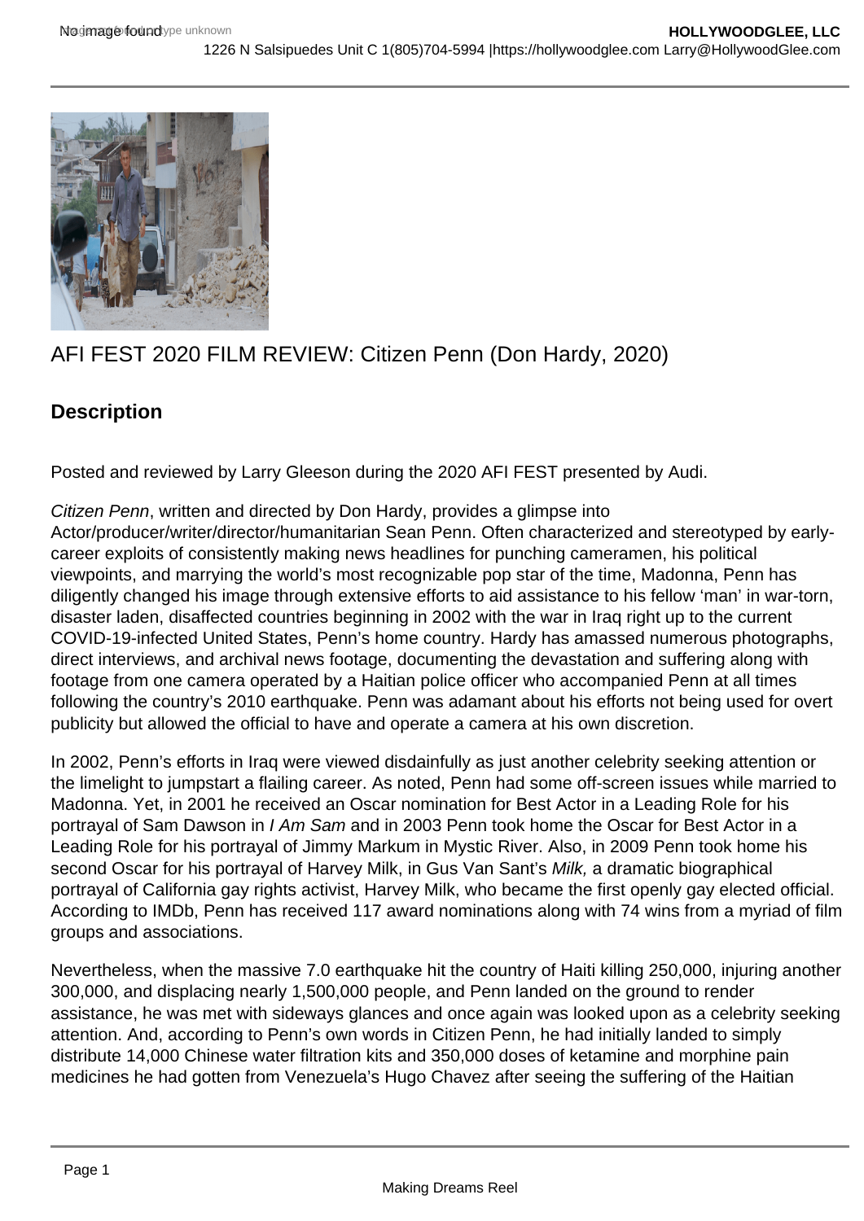# AFI FEST 2020 FILM REVIEW: Citizen Penn (Don Hardy, 2020)

## Description

Posted and reviewed by Larry Gleeson during the 2020 AFI FEST presented by Audi.

*Citizen Penn*, written and directed by Don Hardy, provides a glimpse into Actor/producer/writer/director/humanitarian Sean Penn. Often characterized and stereotyped by early-career exploits of consistently making news headlines for punching cameramen, his political viewpoints, and marrying the world's most recognizable pop star of the time, Madonna, Penn has diligently changed his image through extensive efforts to aid assistance to his fellow 'man' in war-torn, disaster laden, disaffected countries beginning in 2002 with the war in Iraq right up to the current COVID-19-infected United States, Penn's home country. Hardy has amassed numerous photographs, direct interviews, and archival news footage, documenting the devastation and suffering along with footage from one camera operated by a Haitian police officer who accompanied Penn at all times following the country's 2010 earthquake. Penn was adamant about his efforts not being used for overt publicity but allowed the official to have and operate a camera at his own discretion.

In 2002, Penn's efforts in Iraq were viewed disdainfully as just another celebrity seeking attention or the limelight to jumpstart a flailing career. As noted, Penn had some off-screen issues while married to Madonna. Yet, in 2001 he received an Oscar nomination for Best Actor in a Leading Role for his portrayal of Sam Dawson in *I Am Sam* and in 2003 Penn took home the Oscar for Best Actor in a Leading Role for his portrayal of Jimmy Markum in Mystic River. Also, in 2009 Penn took home his second Oscar for his portrayal of Harvey Milk, in Gus Van Sant's *Milk,* a dramatic biographical portrayal of California gay rights activist, Harvey Milk, who became the first openly gay elected official. According to IMDb, Penn has received 117 award nominations along with 74 wins from a myriad of film groups and associations.

Nevertheless, when the massive 7.0 earthquake hit the country of Haiti killing 250,000, injuring another 300,000, and displacing nearly 1,500,000 people, and Penn landed on the ground to render assistance, he was met with sideways glances and once again was looked upon as a celebrity seeking attention. And, according to Penn's own words in Citizen Penn, he had initially landed to simply distribute 14,000 Chinese water filtration kits and 350,000 doses of ketamine and morphine pain medicines he had gotten from Venezuela's Hugo Chavez after seeing the suffering of the Haitian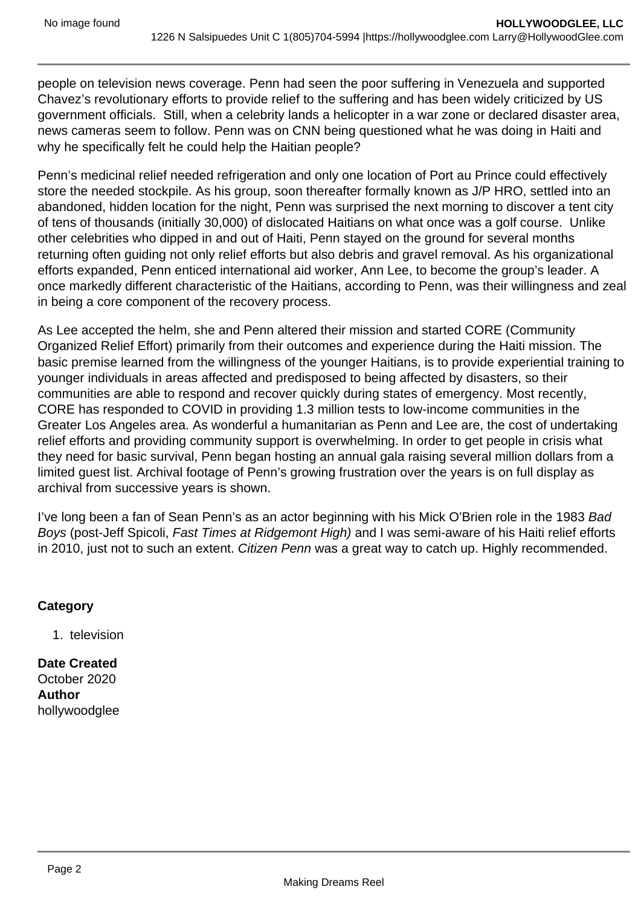people on television news coverage. Penn had seen the poor suffering in Venezuela and supported Chavez's revolutionary efforts to provide relief to the suffering and has been widely criticized by US government officials. Still, when a celebrity lands a helicopter in a war zone or declared disaster area, news cameras seem to follow. Penn was on CNN being questioned what he was doing in Haiti and why he specifically felt he could help the Haitian people?

Penn's medicinal relief needed refrigeration and only one location of Port au Prince could effectively store the needed stockpile. As his group, soon thereafter formally known as J/P HRO, settled into an abandoned, hidden location for the night, Penn was surprised the next morning to discover a tent city of tens of thousands (initially 30,000) of dislocated Haitians on what once was a golf course. Unlike other celebrities who dipped in and out of Haiti, Penn stayed on the ground for several months returning often guiding not only relief efforts but also debris and gravel removal. As his organizational efforts expanded, Penn enticed international aid worker, Ann Lee, to become the group's leader. A once markedly different characteristic of the Haitians, according to Penn, was their willingness and zeal in being a core component of the recovery process.

As Lee accepted the helm, she and Penn altered their mission and started CORE (Community Organized Relief Effort) primarily from their outcomes and experience during the Haiti mission. The basic premise learned from the willingness of the younger Haitians, is to provide experiential training to younger individuals in areas affected and predisposed to being affected by disasters, so their communities are able to respond and recover quickly during states of emergency. Most recently, CORE has responded to COVID in providing 1.3 million tests to low-income communities in the Greater Los Angeles area. As wonderful a humanitarian as Penn and Lee are, the cost of undertaking relief efforts and providing community support is overwhelming. In order to get people in crisis what they need for basic survival, Penn began hosting an annual gala raising several million dollars from a limited guest list. Archival footage of Penn's growing frustration over the years is on full display as archival from successive years is shown.

I've long been a fan of Sean Penn's as an actor beginning with his Mick O'Brien role in the 1983 *Bad Boys* (post-Jeff Spicoli, *Fast Times at Ridgemont High)* and I was semi-aware of his Haiti relief efforts in 2010, just not to such an extent. *Citizen Penn* was a great way to catch up. Highly recommended.

**Category**

1. television

**Date Created**
October 2020
**Author**
hollywoodglee